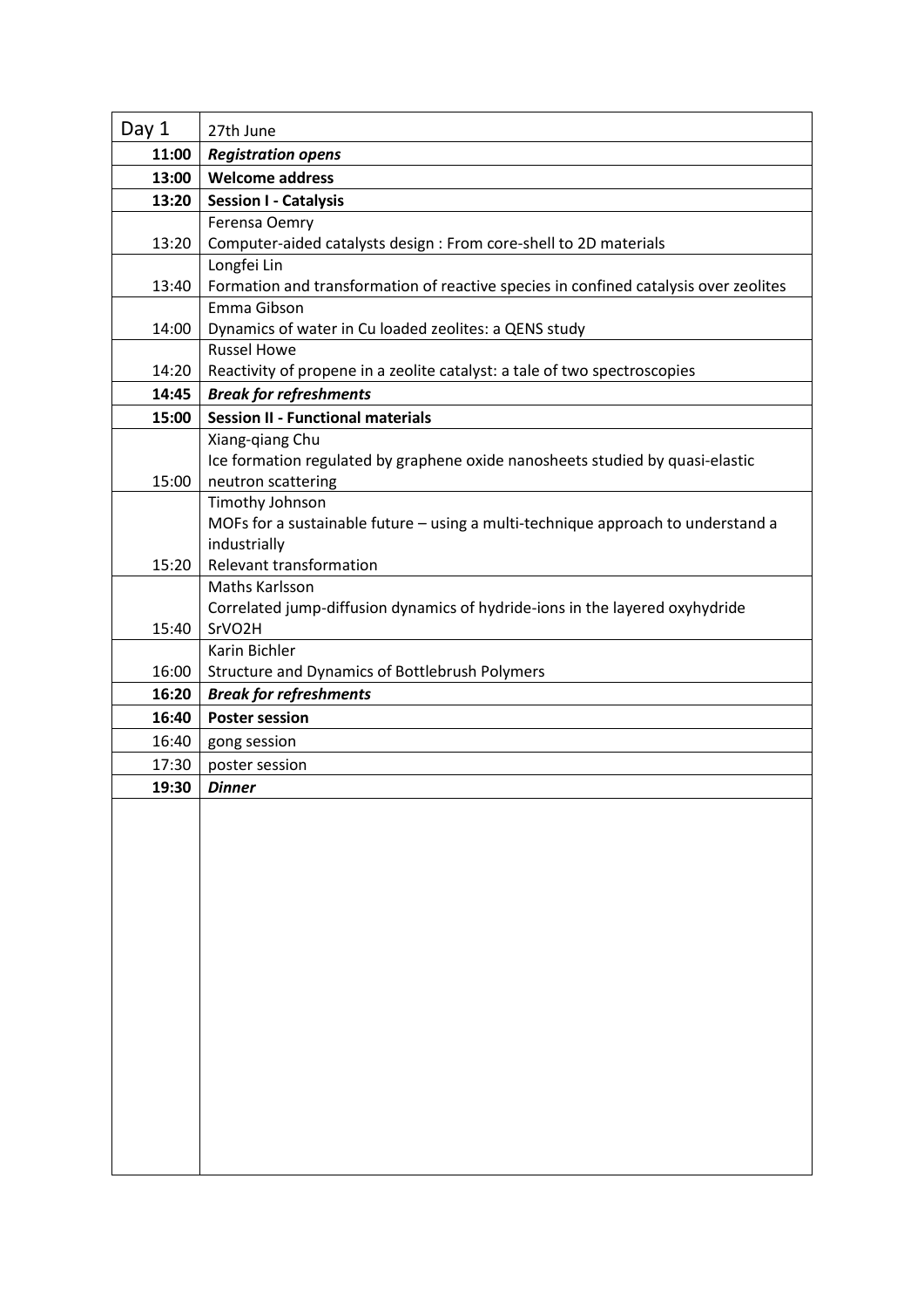| Day 1 | 27th June |
|---|---|
| **11:00** | ***Registration opens*** |
| **13:00** | **Welcome address** |
| **13:20** | **Session I - Catalysis** |
| 13:20 | Ferensa Oemry<br>Computer-aided catalysts design : From core-shell to 2D materials |
| 13:40 | Longfei Lin<br>Formation and transformation of reactive species in confined catalysis over zeolites |
| 14:00 | Emma Gibson<br>Dynamics of water in Cu loaded zeolites: a QENS study |
| 14:20 | Russel Howe<br>Reactivity of propene in a zeolite catalyst: a tale of two spectroscopies |
| **14:45** | ***Break for refreshments*** |
| **15:00** | **Session II - Functional materials** |
| 15:00 | Xiang-qiang Chu<br>Ice formation regulated by graphene oxide nanosheets studied by quasi-elastic neutron scattering |
| 15:20 | Timothy Johnson<br>MOFs for a sustainable future – using a multi-technique approach to understand a industrially Relevant transformation |
| 15:40 | Maths Karlsson<br>Correlated jump-diffusion dynamics of hydride-ions in the layered oxyhydride $SrVO_2H$ |
| 16:00 | Karin Bichler<br>Structure and Dynamics of Bottlebrush Polymers |
| **16:20** | ***Break for refreshments*** |
| **16:40** | **Poster session** |
| 16:40 | gong session |
| 17:30 | poster session |
| **19:30** | ***Dinner*** |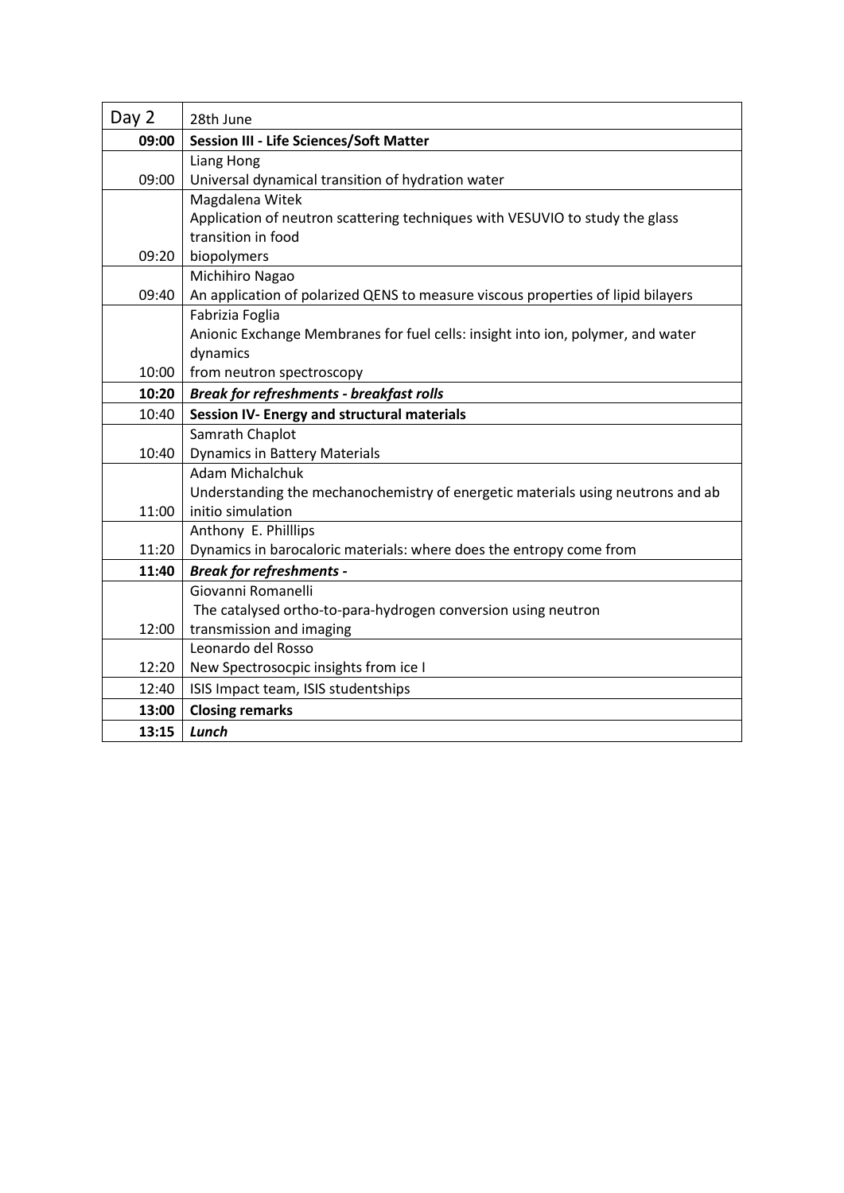| Day 2 | 28th June |
|---|---|
| **09:00** | **Session III - Life Sciences/Soft Matter** |
| 09:00 | Liang Hong<br>Universal dynamical transition of hydration water |
| 09:20 | Magdalena Witek<br>Application of neutron scattering techniques with VESUVIO to study the glass transition in food biopolymers |
| 09:40 | Michihiro Nagao<br>An application of polarized QENS to measure viscous properties of lipid bilayers |
| 10:00 | Fabrizia Foglia<br>Anionic Exchange Membranes for fuel cells: insight into ion, polymer, and water dynamics from neutron spectroscopy |
| **10:20** | ***Break for refreshments - breakfast rolls*** |
| 10:40 | **Session IV- Energy and structural materials** |
| 10:40 | Samrath Chaplot<br>Dynamics in Battery Materials |
| 11:00 | Adam Michalchuk<br>Understanding the mechanochemistry of energetic materials using neutrons and ab initio simulation |
| 11:20 | Anthony E. Philllips<br>Dynamics in barocaloric materials: where does the entropy come from |
| **11:40** | ***Break for refreshments -*** |
| 12:00 | Giovanni Romanelli<br>The catalysed ortho-to-para-hydrogen conversion using neutron transmission and imaging |
| 12:20 | Leonardo del Rosso<br>New Spectrosocpic insights from ice I |
| 12:40 | ISIS Impact team, ISIS studentships |
| **13:00** | **Closing remarks** |
| **13:15** | ***Lunch*** |